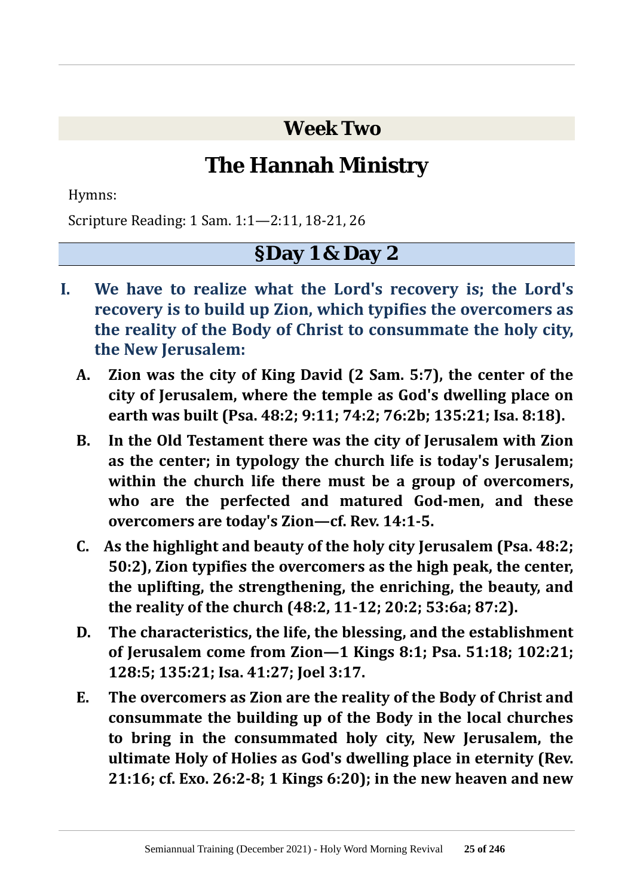## Week Two

# The Hannah Ministry

Hymns:

Scripture Reading: 1 Sam. 1:1—2:11, 18-21, 26

## §Day 1 & Day 2

**I. We have to realize what the Lord's recovery is; the Lord's recovery is to build up Zion, which typifies the overcomers as the reality of the Body of Christ to consummate the holy city, the New Jerusalem:**

**A. Zion was the city of King David (2 Sam. 5:7), the center of the city of Jerusalem, where the temple as God's dwelling place on earth was built (Psa. 48:2; 9:11; 74:2; 76:2b; 135:21; Isa. 8:18).**

**B. In the Old Testament there was the city of Jerusalem with Zion as the center; in typology the church life is today's Jerusalem; within the church life there must be a group of overcomers, who are the perfected and matured God-men, and these overcomers are today's Zion—cf. Rev. 14:1-5.**

**C. As the highlight and beauty of the holy city Jerusalem (Psa. 48:2; 50:2), Zion typifies the overcomers as the high peak, the center, the uplifting, the strengthening, the enriching, the beauty, and the reality of the church (48:2, 11-12; 20:2; 53:6a; 87:2).**

**D. The characteristics, the life, the blessing, and the establishment of Jerusalem come from Zion—1 Kings 8:1; Psa. 51:18; 102:21; 128:5; 135:21; Isa. 41:27; Joel 3:17.**

**E. The overcomers as Zion are the reality of the Body of Christ and consummate the building up of the Body in the local churches to bring in the consummated holy city, New Jerusalem, the ultimate Holy of Holies as God's dwelling place in eternity (Rev. 21:16; cf. Exo. 26:2-8; 1 Kings 6:20); in the new heaven and new**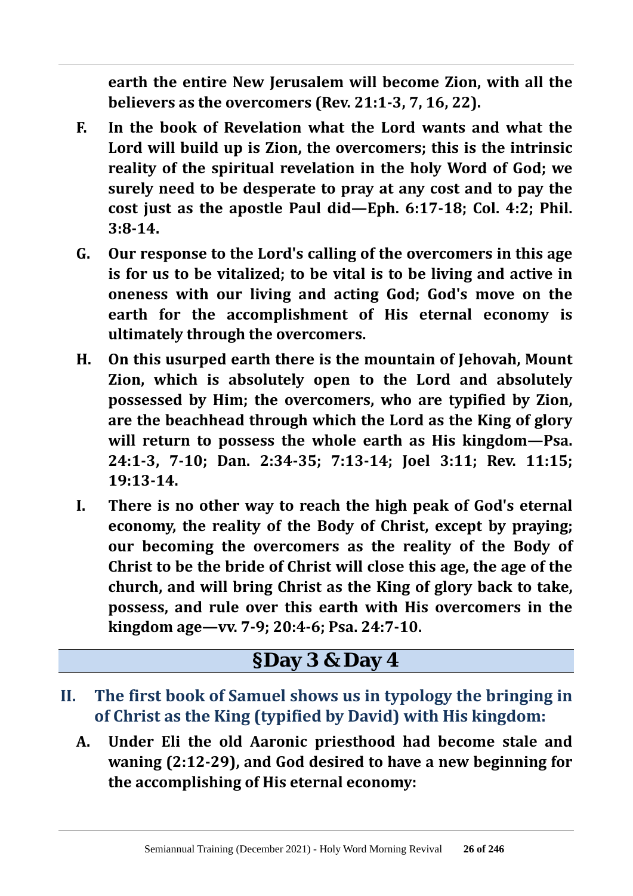**earth the entire New Jerusalem will become Zion, with all the believers as the overcomers (Rev. 21:1-3, 7, 16, 22).**

- **F.** **In the book of Revelation what the Lord wants and what the Lord will build up is Zion, the overcomers; this is the intrinsic reality of the spiritual revelation in the holy Word of God; we surely need to be desperate to pray at any cost and to pay the cost just as the apostle Paul did—Eph. 6:17-18; Col. 4:2; Phil. 3:8-14.**
- **G.** **Our response to the Lord's calling of the overcomers in this age is for us to be vitalized; to be vital is to be living and active in oneness with our living and acting God; God's move on the earth for the accomplishment of His eternal economy is ultimately through the overcomers.**
- **H.** **On this usurped earth there is the mountain of Jehovah, Mount Zion, which is absolutely open to the Lord and absolutely possessed by Him; the overcomers, who are typified by Zion, are the beachhead through which the Lord as the King of glory will return to possess the whole earth as His kingdom—Psa. 24:1-3, 7-10; Dan. 2:34-35; 7:13-14; Joel 3:11; Rev. 11:15; 19:13-14.**
- **I.** **There is no other way to reach the high peak of God's eternal economy, the reality of the Body of Christ, except by praying; our becoming the overcomers as the reality of the Body of Christ to be the bride of Christ will close this age, the age of the church, and will bring Christ as the King of glory back to take, possess, and rule over this earth with His overcomers in the kingdom age—vv. 7-9; 20:4-6; Psa. 24:7-10.**

## §Day 3 & Day 4

### II. The first book of Samuel shows us in typology the bringing in of Christ as the King (typified by David) with His kingdom:

- **A.** **Under Eli the old Aaronic priesthood had become stale and waning (2:12-29), and God desired to have a new beginning for the accomplishing of His eternal economy:**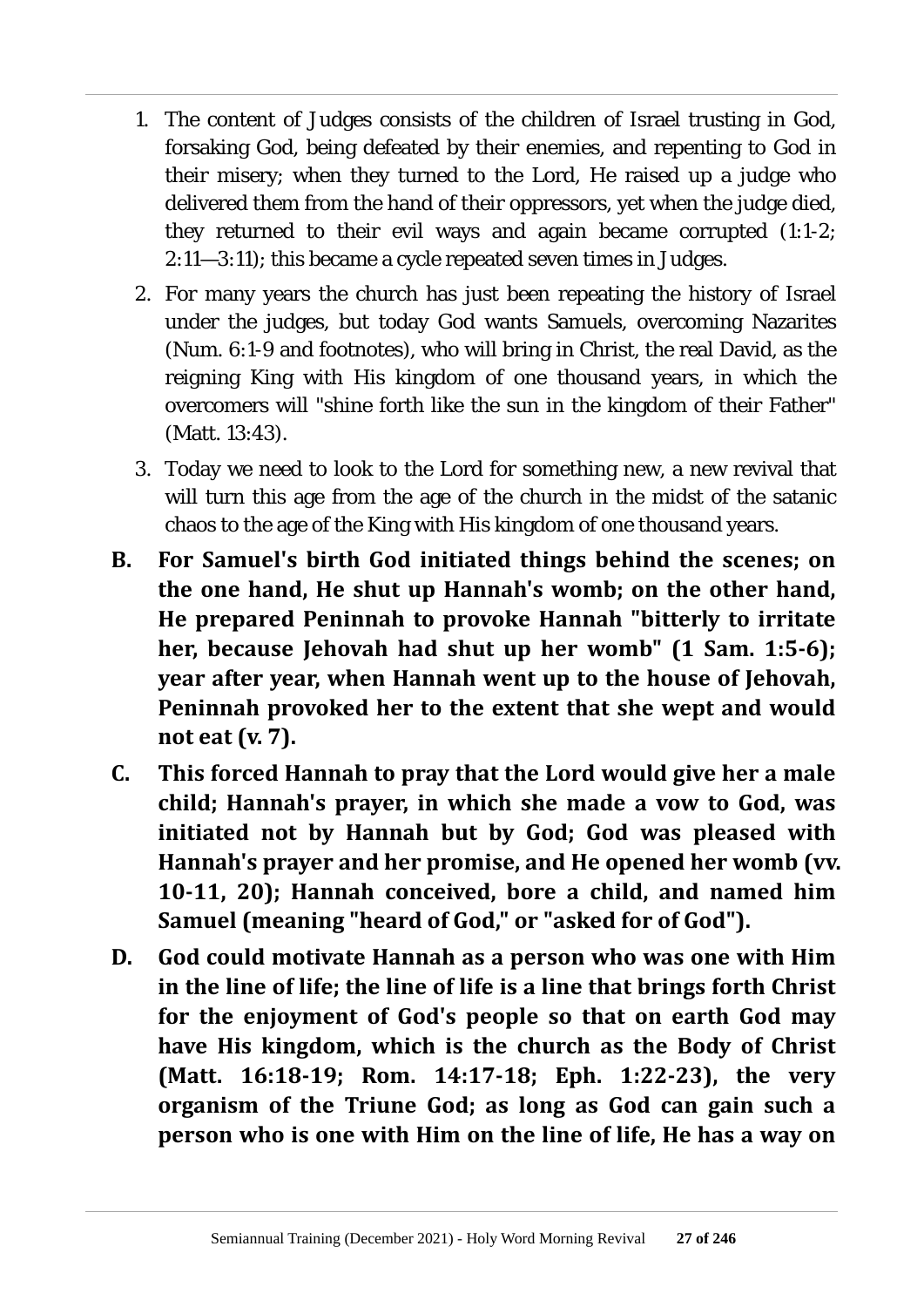1. The content of Judges consists of the children of Israel trusting in God, forsaking God, being defeated by their enemies, and repenting to God in their misery; when they turned to the Lord, He raised up a judge who delivered them from the hand of their oppressors, yet when the judge died, they returned to their evil ways and again became corrupted (1:1-2; 2:11—3:11); this became a cycle repeated seven times in Judges.
2. For many years the church has just been repeating the history of Israel under the judges, but today God wants Samuels, overcoming Nazarites (Num. 6:1-9 and footnotes), who will bring in Christ, the real David, as the reigning King with His kingdom of one thousand years, in which the overcomers will "shine forth like the sun in the kingdom of their Father" (Matt. 13:43).
3. Today we need to look to the Lord for something new, a new revival that will turn this age from the age of the church in the midst of the satanic chaos to the age of the King with His kingdom of one thousand years.

**B. For Samuel's birth God initiated things behind the scenes; on the one hand, He shut up Hannah's womb; on the other hand, He prepared Peninnah to provoke Hannah "bitterly to irritate her, because Jehovah had shut up her womb" (1 Sam. 1:5-6); year after year, when Hannah went up to the house of Jehovah, Peninnah provoked her to the extent that she wept and would not eat (v. 7).**

**C. This forced Hannah to pray that the Lord would give her a male child; Hannah's prayer, in which she made a vow to God, was initiated not by Hannah but by God; God was pleased with Hannah's prayer and her promise, and He opened her womb (vv. 10-11, 20); Hannah conceived, bore a child, and named him Samuel (meaning "heard of God," or "asked for of God").**

**D. God could motivate Hannah as a person who was one with Him in the line of life; the line of life is a line that brings forth Christ for the enjoyment of God's people so that on earth God may have His kingdom, which is the church as the Body of Christ (Matt. 16:18-19; Rom. 14:17-18; Eph. 1:22-23), the very organism of the Triune God; as long as God can gain such a person who is one with Him on the line of life, He has a way on**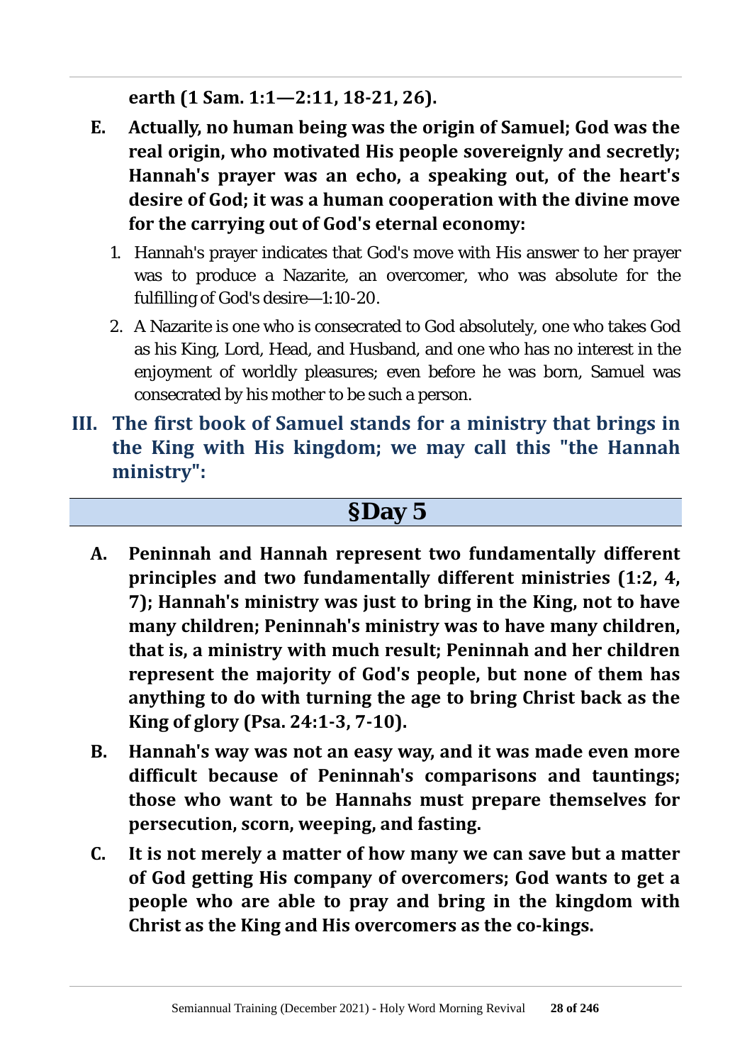**earth (1 Sam. 1:1—2:11, 18-21, 26).**

**E. Actually, no human being was the origin of Samuel; God was the real origin, who motivated His people sovereignly and secretly; Hannah's prayer was an echo, a speaking out, of the heart's desire of God; it was a human cooperation with the divine move for the carrying out of God's eternal economy:**

1. Hannah's prayer indicates that God's move with His answer to her prayer was to produce a Nazarite, an overcomer, who was absolute for the fulfilling of God's desire—1:10-20.
2. A Nazarite is one who is consecrated to God absolutely, one who takes God as his King, Lord, Head, and Husband, and one who has no interest in the enjoyment of worldly pleasures; even before he was born, Samuel was consecrated by his mother to be such a person.

**III. The first book of Samuel stands for a ministry that brings in the King with His kingdom; we may call this "the Hannah ministry":**

## §Day 5

**A. Peninnah and Hannah represent two fundamentally different principles and two fundamentally different ministries (1:2, 4, 7); Hannah's ministry was just to bring in the King, not to have many children; Peninnah's ministry was to have many children, that is, a ministry with much result; Peninnah and her children represent the majority of God's people, but none of them has anything to do with turning the age to bring Christ back as the King of glory (Psa. 24:1-3, 7-10).**

**B. Hannah's way was not an easy way, and it was made even more difficult because of Peninnah's comparisons and tauntings; those who want to be Hannahs must prepare themselves for persecution, scorn, weeping, and fasting.**

**C. It is not merely a matter of how many we can save but a matter of God getting His company of overcomers; God wants to get a people who are able to pray and bring in the kingdom with Christ as the King and His overcomers as the co-kings.**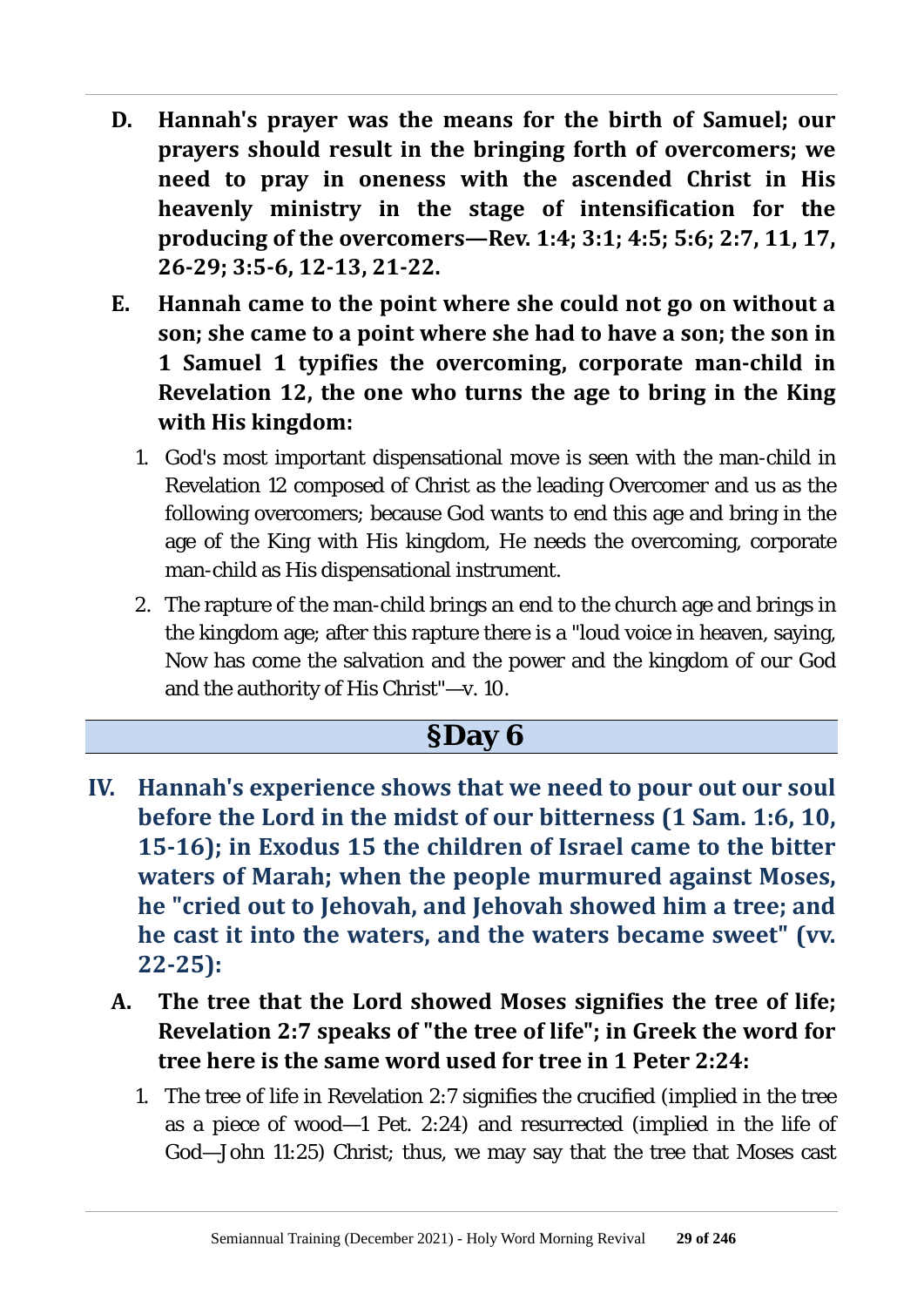**D. Hannah's prayer was the means for the birth of Samuel; our prayers should result in the bringing forth of overcomers; we need to pray in oneness with the ascended Christ in His heavenly ministry in the stage of intensification for the producing of the overcomers—Rev. 1:4; 3:1; 4:5; 5:6; 2:7, 11, 17, 26-29; 3:5-6, 12-13, 21-22.**

**E. Hannah came to the point where she could not go on without a son; she came to a point where she had to have a son; the son in 1 Samuel 1 typifies the overcoming, corporate man-child in Revelation 12, the one who turns the age to bring in the King with His kingdom:**

1. God's most important dispensational move is seen with the man-child in Revelation 12 composed of Christ as the leading Overcomer and us as the following overcomers; because God wants to end this age and bring in the age of the King with His kingdom, He needs the overcoming, corporate man-child as His dispensational instrument.
2. The rapture of the man-child brings an end to the church age and brings in the kingdom age; after this rapture there is a "loud voice in heaven, saying, Now has come the salvation and the power and the kingdom of our God and the authority of His Christ"—v. 10.

## §Day 6

**IV. Hannah's experience shows that we need to pour out our soul before the Lord in the midst of our bitterness (1 Sam. 1:6, 10, 15-16); in Exodus 15 the children of Israel came to the bitter waters of Marah; when the people murmured against Moses, he "cried out to Jehovah, and Jehovah showed him a tree; and he cast it into the waters, and the waters became sweet" (vv. 22-25):**

**A. The tree that the Lord showed Moses signifies the tree of life; Revelation 2:7 speaks of "the tree of life"; in Greek the word for tree here is the same word used for tree in 1 Peter 2:24:**

1. The tree of life in Revelation 2:7 signifies the crucified (implied in the tree as a piece of wood—1 Pet. 2:24) and resurrected (implied in the life of God—John 11:25) Christ; thus, we may say that the tree that Moses cast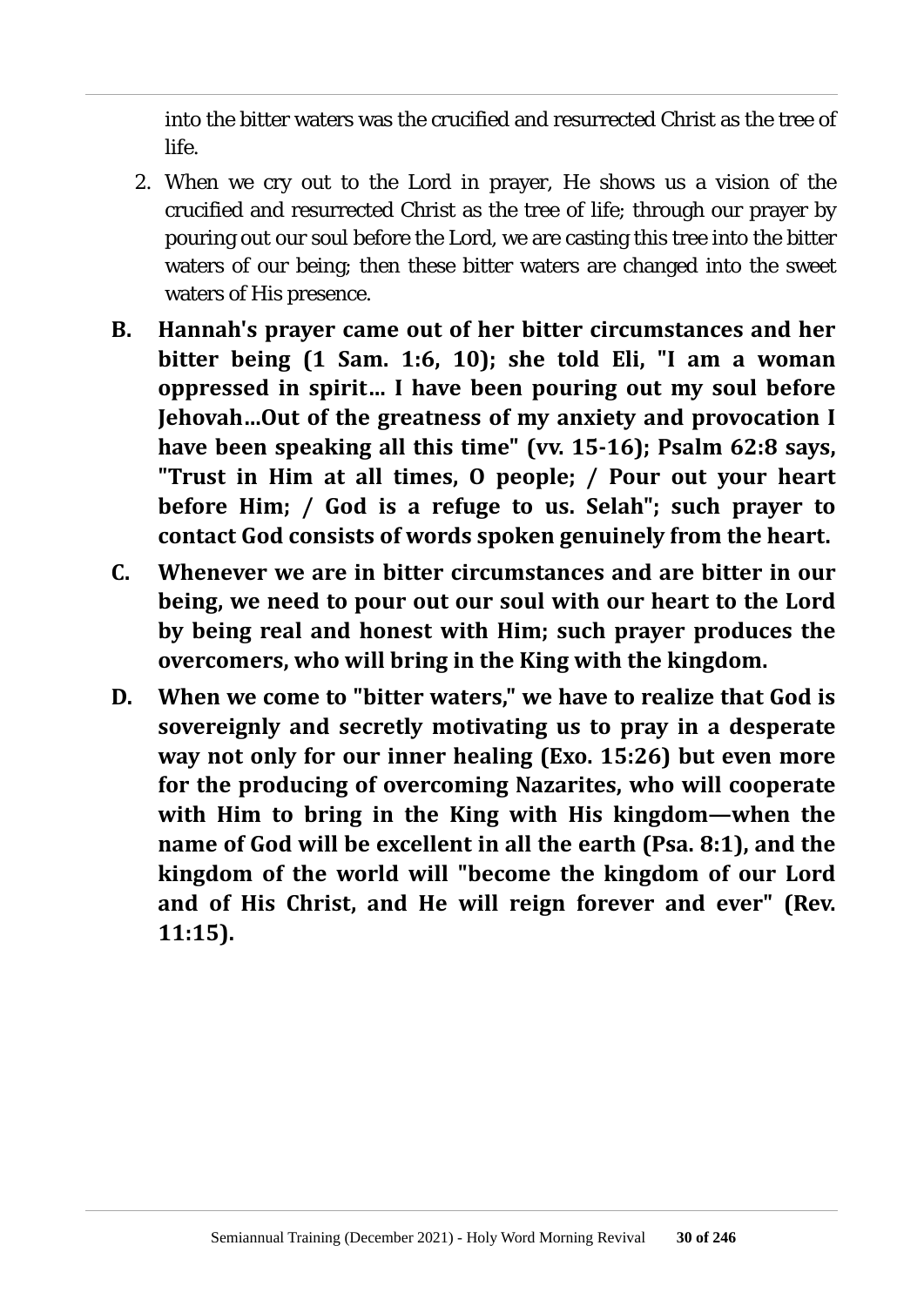into the bitter waters was the crucified and resurrected Christ as the tree of life.

2. When we cry out to the Lord in prayer, He shows us a vision of the crucified and resurrected Christ as the tree of life; through our prayer by pouring out our soul before the Lord, we are casting this tree into the bitter waters of our being; then these bitter waters are changed into the sweet waters of His presence.

**B. Hannah's prayer came out of her bitter circumstances and her bitter being (1 Sam. 1:6, 10); she told Eli, "I am a woman oppressed in spirit… I have been pouring out my soul before Jehovah…Out of the greatness of my anxiety and provocation I have been speaking all this time" (vv. 15-16); Psalm 62:8 says, "Trust in Him at all times, O people; / Pour out your heart before Him; / God is a refuge to us. Selah"; such prayer to contact God consists of words spoken genuinely from the heart.**

**C. Whenever we are in bitter circumstances and are bitter in our being, we need to pour out our soul with our heart to the Lord by being real and honest with Him; such prayer produces the overcomers, who will bring in the King with the kingdom.**

**D. When we come to "bitter waters," we have to realize that God is sovereignly and secretly motivating us to pray in a desperate way not only for our inner healing (Exo. 15:26) but even more for the producing of overcoming Nazarites, who will cooperate with Him to bring in the King with His kingdom—when the name of God will be excellent in all the earth (Psa. 8:1), and the kingdom of the world will "become the kingdom of our Lord and of His Christ, and He will reign forever and ever" (Rev. 11:15).**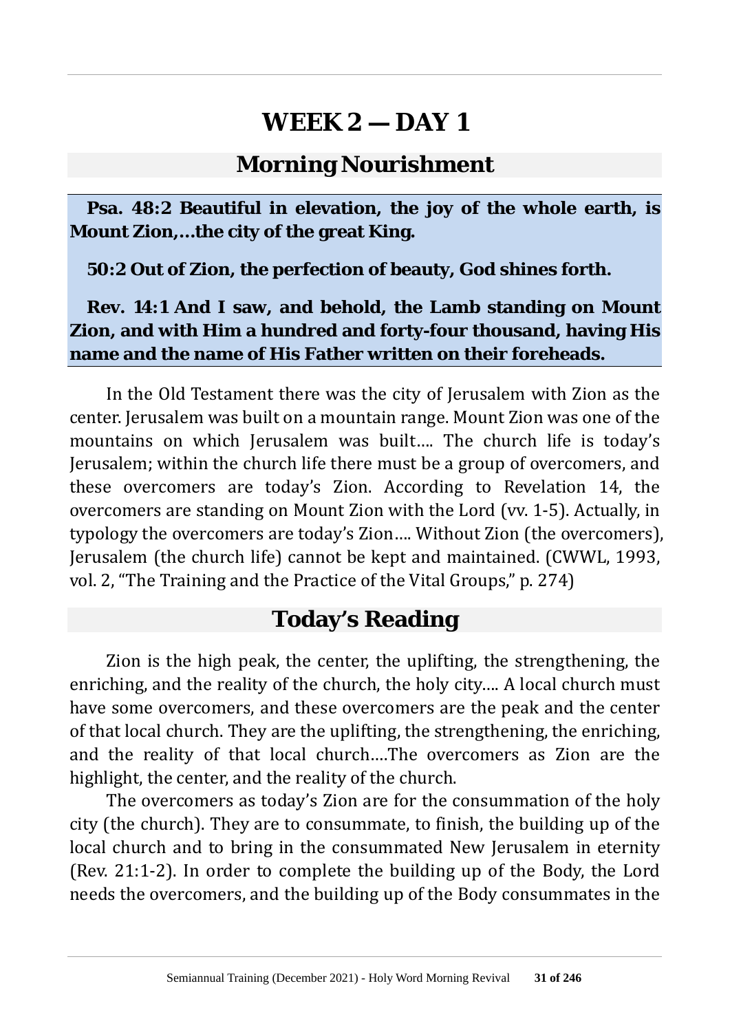# WEEK 2 — DAY 1

## Morning Nourishment

**Psa. 48:2 Beautiful in elevation, the joy of the whole earth, is Mount Zion,…the city of the great King.**

**50:2 Out of Zion, the perfection of beauty, God shines forth.**

**Rev. 14:1 And I saw, and behold, the Lamb standing on Mount Zion, and with Him a hundred and forty-four thousand, having His name and the name of His Father written on their foreheads.**

In the Old Testament there was the city of Jerusalem with Zion as the center. Jerusalem was built on a mountain range. Mount Zion was one of the mountains on which Jerusalem was built…. The church life is today's Jerusalem; within the church life there must be a group of overcomers, and these overcomers are today's Zion. According to Revelation 14, the overcomers are standing on Mount Zion with the Lord (vv. 1-5). Actually, in typology the overcomers are today's Zion…. Without Zion (the overcomers), Jerusalem (the church life) cannot be kept and maintained. (CWWL, 1993, vol. 2, "The Training and the Practice of the Vital Groups," p. 274)

## Today's Reading

Zion is the high peak, the center, the uplifting, the strengthening, the enriching, and the reality of the church, the holy city…. A local church must have some overcomers, and these overcomers are the peak and the center of that local church. They are the uplifting, the strengthening, the enriching, and the reality of that local church….The overcomers as Zion are the highlight, the center, and the reality of the church.

The overcomers as today's Zion are for the consummation of the holy city (the church). They are to consummate, to finish, the building up of the local church and to bring in the consummated New Jerusalem in eternity (Rev. 21:1-2). In order to complete the building up of the Body, the Lord needs the overcomers, and the building up of the Body consummates in the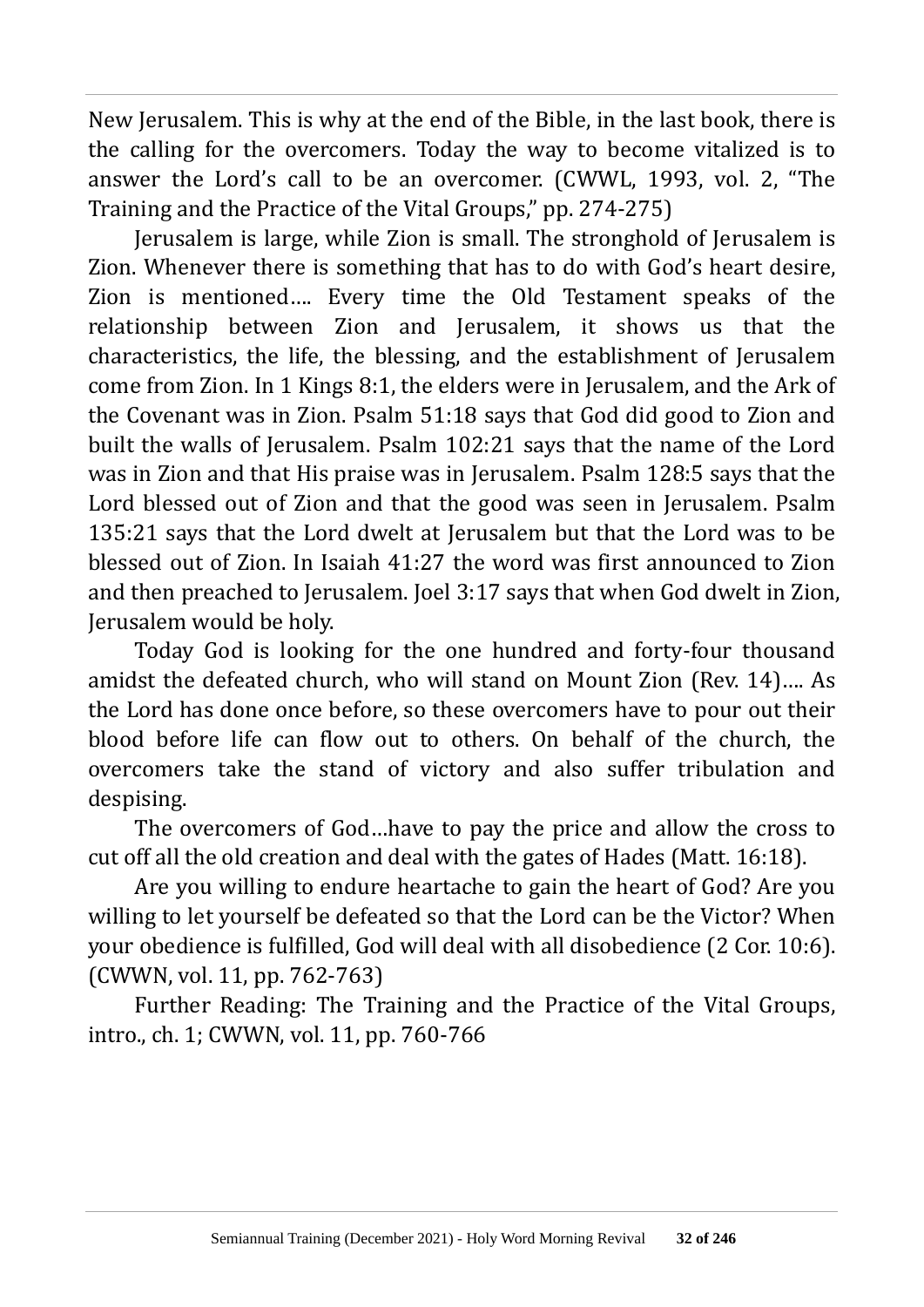New Jerusalem. This is why at the end of the Bible, in the last book, there is the calling for the overcomers. Today the way to become vitalized is to answer the Lord's call to be an overcomer. (CWWL, 1993, vol. 2, "The Training and the Practice of the Vital Groups," pp. 274-275)

Jerusalem is large, while Zion is small. The stronghold of Jerusalem is Zion. Whenever there is something that has to do with God's heart desire, Zion is mentioned…. Every time the Old Testament speaks of the relationship between Zion and Jerusalem, it shows us that the characteristics, the life, the blessing, and the establishment of Jerusalem come from Zion. In 1 Kings 8:1, the elders were in Jerusalem, and the Ark of the Covenant was in Zion. Psalm 51:18 says that God did good to Zion and built the walls of Jerusalem. Psalm 102:21 says that the name of the Lord was in Zion and that His praise was in Jerusalem. Psalm 128:5 says that the Lord blessed out of Zion and that the good was seen in Jerusalem. Psalm 135:21 says that the Lord dwelt at Jerusalem but that the Lord was to be blessed out of Zion. In Isaiah 41:27 the word was first announced to Zion and then preached to Jerusalem. Joel 3:17 says that when God dwelt in Zion, Jerusalem would be holy.

Today God is looking for the one hundred and forty-four thousand amidst the defeated church, who will stand on Mount Zion (Rev. 14)…. As the Lord has done once before, so these overcomers have to pour out their blood before life can flow out to others. On behalf of the church, the overcomers take the stand of victory and also suffer tribulation and despising.

The overcomers of God…have to pay the price and allow the cross to cut off all the old creation and deal with the gates of Hades (Matt. 16:18).

Are you willing to endure heartache to gain the heart of God? Are you willing to let yourself be defeated so that the Lord can be the Victor? When your obedience is fulfilled, God will deal with all disobedience (2 Cor. 10:6). (CWWN, vol. 11, pp. 762-763)

Further Reading: The Training and the Practice of the Vital Groups, intro., ch. 1; CWWN, vol. 11, pp. 760-766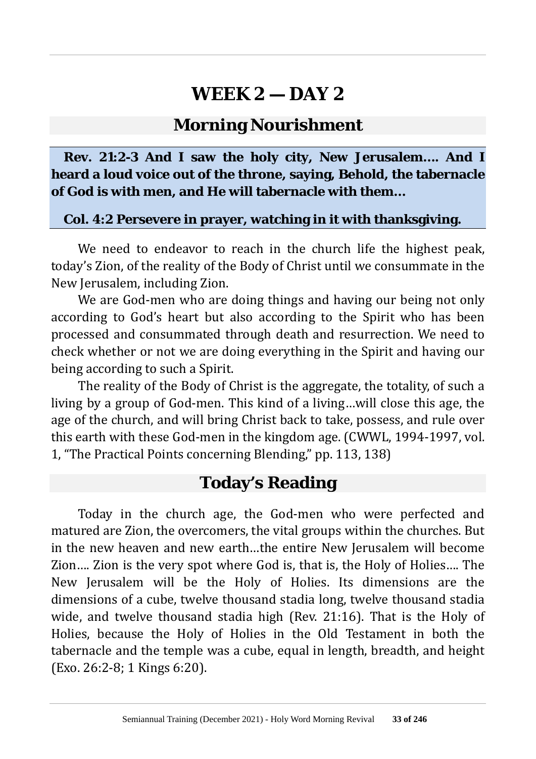# WEEK 2 — DAY 2

## Morning Nourishment

**Rev. 21:2-3 And I saw the holy city, New Jerusalem…. And I heard a loud voice out of the throne, saying, Behold, the tabernacle of God is with men, and He will tabernacle with them…**

**Col. 4:2 Persevere in prayer, watching in it with thanksgiving.**

We need to endeavor to reach in the church life the highest peak, today's Zion, of the reality of the Body of Christ until we consummate in the New Jerusalem, including Zion.

We are God-men who are doing things and having our being not only according to God's heart but also according to the Spirit who has been processed and consummated through death and resurrection. We need to check whether or not we are doing everything in the Spirit and having our being according to such a Spirit.

The reality of the Body of Christ is the aggregate, the totality, of such a living by a group of God-men. This kind of a living…will close this age, the age of the church, and will bring Christ back to take, possess, and rule over this earth with these God-men in the kingdom age. (CWWL, 1994-1997, vol. 1, "The Practical Points concerning Blending," pp. 113, 138)

## Today's Reading

Today in the church age, the God-men who were perfected and matured are Zion, the overcomers, the vital groups within the churches. But in the new heaven and new earth…the entire New Jerusalem will become Zion…. Zion is the very spot where God is, that is, the Holy of Holies…. The New Jerusalem will be the Holy of Holies. Its dimensions are the dimensions of a cube, twelve thousand stadia long, twelve thousand stadia wide, and twelve thousand stadia high (Rev. 21:16). That is the Holy of Holies, because the Holy of Holies in the Old Testament in both the tabernacle and the temple was a cube, equal in length, breadth, and height (Exo. 26:2-8; 1 Kings 6:20).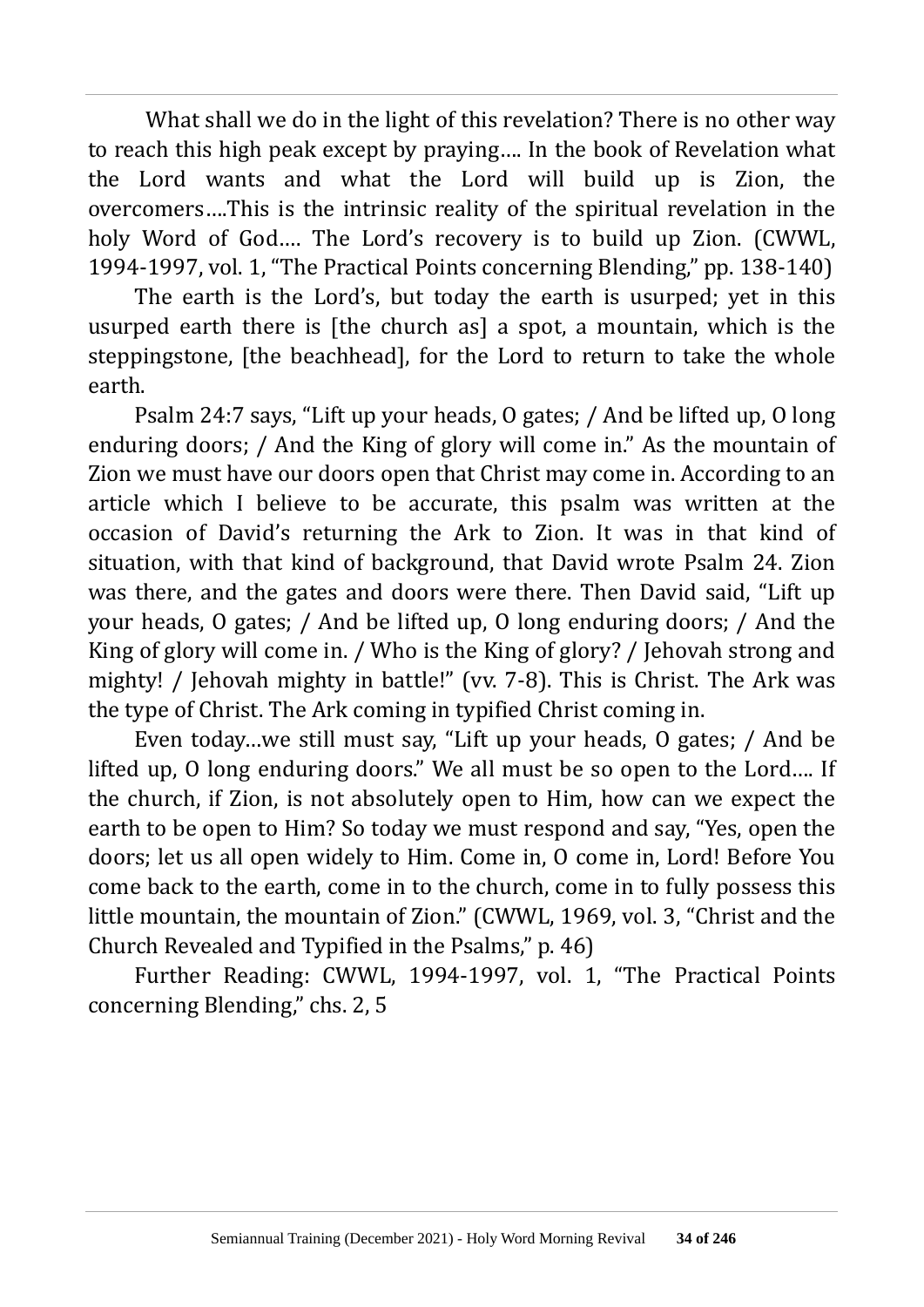What shall we do in the light of this revelation? There is no other way to reach this high peak except by praying…. In the book of Revelation what the Lord wants and what the Lord will build up is Zion, the overcomers….This is the intrinsic reality of the spiritual revelation in the holy Word of God…. The Lord's recovery is to build up Zion. (CWWL, 1994-1997, vol. 1, "The Practical Points concerning Blending," pp. 138-140)

The earth is the Lord's, but today the earth is usurped; yet in this usurped earth there is [the church as] a spot, a mountain, which is the steppingstone, [the beachhead], for the Lord to return to take the whole earth.

Psalm 24:7 says, "Lift up your heads, O gates; / And be lifted up, O long enduring doors; / And the King of glory will come in." As the mountain of Zion we must have our doors open that Christ may come in. According to an article which I believe to be accurate, this psalm was written at the occasion of David's returning the Ark to Zion. It was in that kind of situation, with that kind of background, that David wrote Psalm 24. Zion was there, and the gates and doors were there. Then David said, "Lift up your heads, O gates; / And be lifted up, O long enduring doors; / And the King of glory will come in. / Who is the King of glory? / Jehovah strong and mighty! / Jehovah mighty in battle!" (vv. 7-8). This is Christ. The Ark was the type of Christ. The Ark coming in typified Christ coming in.

Even today…we still must say, "Lift up your heads, O gates; / And be lifted up, O long enduring doors." We all must be so open to the Lord…. If the church, if Zion, is not absolutely open to Him, how can we expect the earth to be open to Him? So today we must respond and say, "Yes, open the doors; let us all open widely to Him. Come in, O come in, Lord! Before You come back to the earth, come in to the church, come in to fully possess this little mountain, the mountain of Zion." (CWWL, 1969, vol. 3, "Christ and the Church Revealed and Typified in the Psalms," p. 46)

Further Reading: CWWL, 1994-1997, vol. 1, "The Practical Points concerning Blending," chs. 2, 5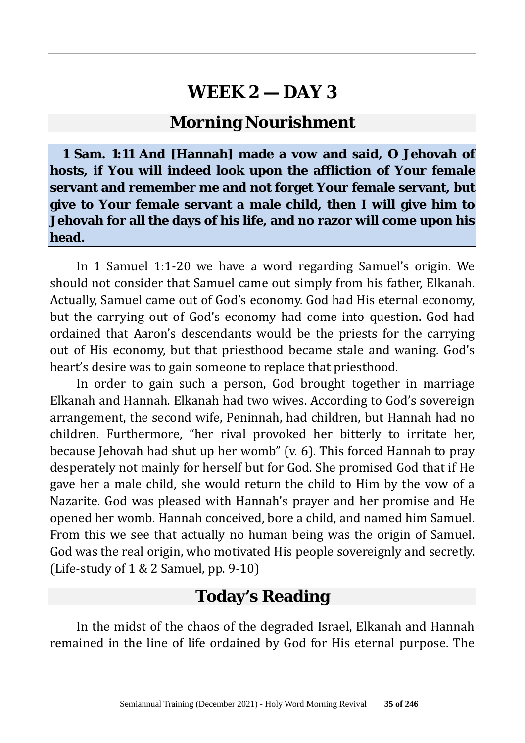# WEEK 2 — DAY 3

## Morning Nourishment

**1 Sam. 1:11 And [Hannah] made a vow and said, O Jehovah of hosts, if You will indeed look upon the affliction of Your female servant and remember me and not forget Your female servant, but give to Your female servant a male child, then I will give him to Jehovah for all the days of his life, and no razor will come upon his head.**

In 1 Samuel 1:1-20 we have a word regarding Samuel's origin. We should not consider that Samuel came out simply from his father, Elkanah. Actually, Samuel came out of God's economy. God had His eternal economy, but the carrying out of God's economy had come into question. God had ordained that Aaron's descendants would be the priests for the carrying out of His economy, but that priesthood became stale and waning. God's heart's desire was to gain someone to replace that priesthood.

In order to gain such a person, God brought together in marriage Elkanah and Hannah. Elkanah had two wives. According to God's sovereign arrangement, the second wife, Peninnah, had children, but Hannah had no children. Furthermore, "her rival provoked her bitterly to irritate her, because Jehovah had shut up her womb" (v. 6). This forced Hannah to pray desperately not mainly for herself but for God. She promised God that if He gave her a male child, she would return the child to Him by the vow of a Nazarite. God was pleased with Hannah's prayer and her promise and He opened her womb. Hannah conceived, bore a child, and named him Samuel. From this we see that actually no human being was the origin of Samuel. God was the real origin, who motivated His people sovereignly and secretly. (Life-study of 1 & 2 Samuel, pp. 9-10)

## Today's Reading

In the midst of the chaos of the degraded Israel, Elkanah and Hannah remained in the line of life ordained by God for His eternal purpose. The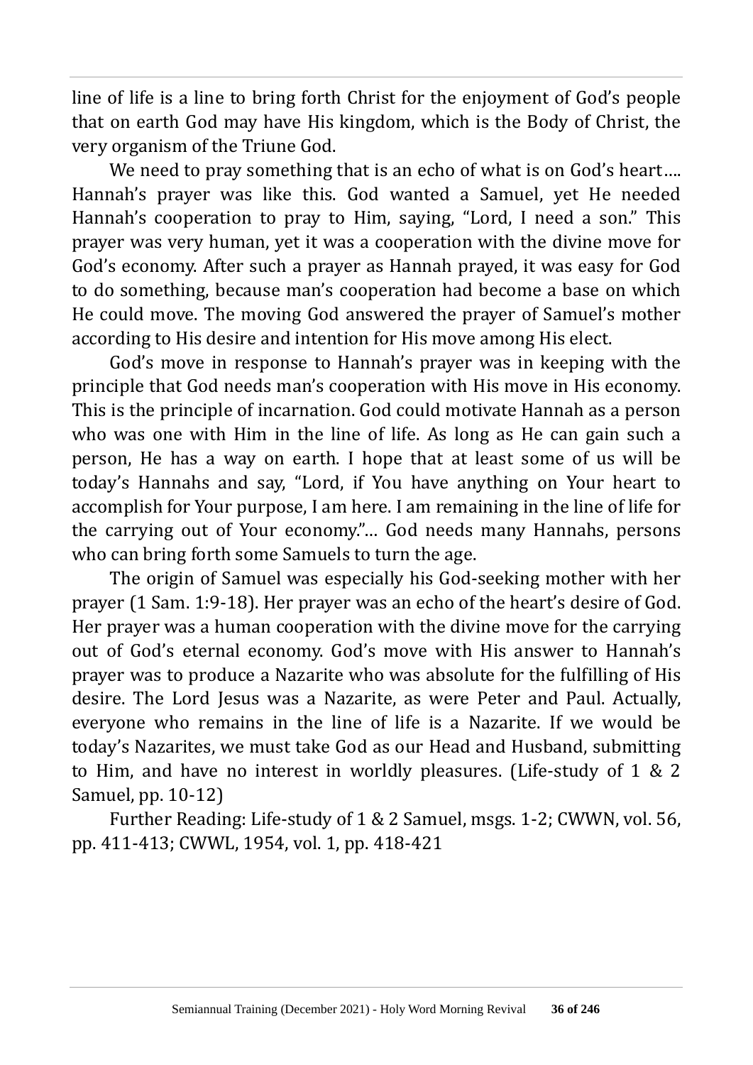line of life is a line to bring forth Christ for the enjoyment of God's people that on earth God may have His kingdom, which is the Body of Christ, the very organism of the Triune God.

We need to pray something that is an echo of what is on God's heart…. Hannah's prayer was like this. God wanted a Samuel, yet He needed Hannah's cooperation to pray to Him, saying, "Lord, I need a son." This prayer was very human, yet it was a cooperation with the divine move for God's economy. After such a prayer as Hannah prayed, it was easy for God to do something, because man's cooperation had become a base on which He could move. The moving God answered the prayer of Samuel's mother according to His desire and intention for His move among His elect.

God's move in response to Hannah's prayer was in keeping with the principle that God needs man's cooperation with His move in His economy. This is the principle of incarnation. God could motivate Hannah as a person who was one with Him in the line of life. As long as He can gain such a person, He has a way on earth. I hope that at least some of us will be today's Hannahs and say, "Lord, if You have anything on Your heart to accomplish for Your purpose, I am here. I am remaining in the line of life for the carrying out of Your economy."… God needs many Hannahs, persons who can bring forth some Samuels to turn the age.

The origin of Samuel was especially his God-seeking mother with her prayer (1 Sam. 1:9-18). Her prayer was an echo of the heart's desire of God. Her prayer was a human cooperation with the divine move for the carrying out of God's eternal economy. God's move with His answer to Hannah's prayer was to produce a Nazarite who was absolute for the fulfilling of His desire. The Lord Jesus was a Nazarite, as were Peter and Paul. Actually, everyone who remains in the line of life is a Nazarite. If we would be today's Nazarites, we must take God as our Head and Husband, submitting to Him, and have no interest in worldly pleasures. (Life-study of 1 & 2 Samuel, pp. 10-12)

Further Reading: Life-study of 1 & 2 Samuel, msgs. 1-2; CWWN, vol. 56, pp. 411-413; CWWL, 1954, vol. 1, pp. 418-421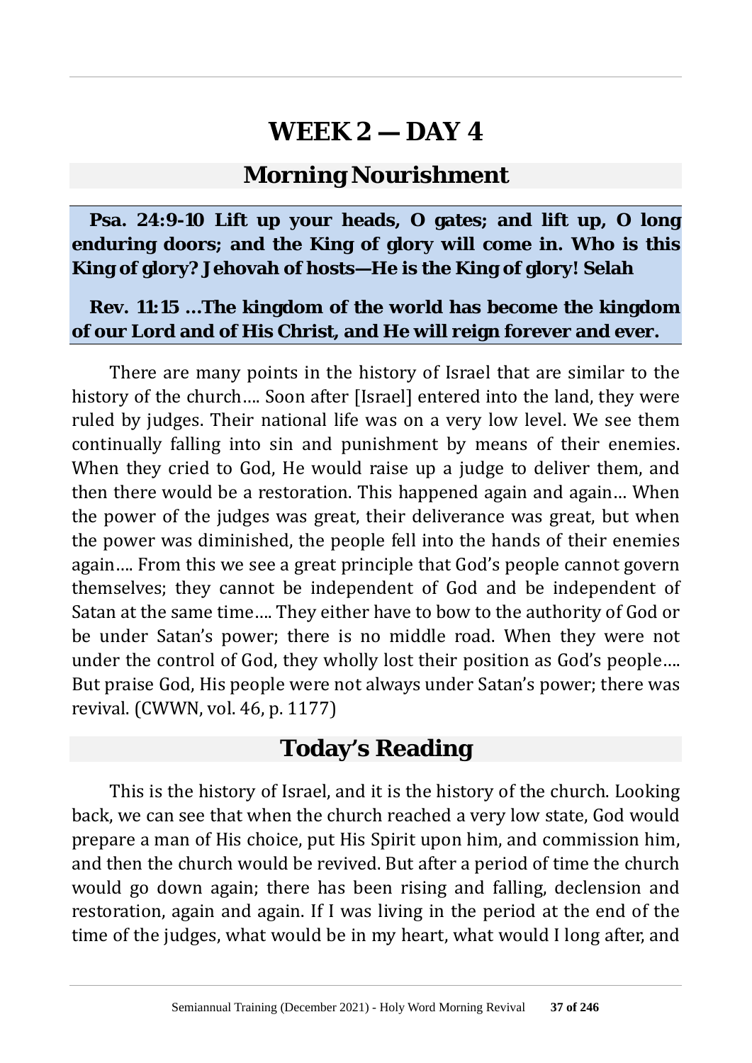# WEEK 2 — DAY 4

## Morning Nourishment

**Psa. 24:9-10 Lift up your heads, O gates; and lift up, O long enduring doors; and the King of glory will come in. Who is this King of glory? Jehovah of hosts—He is the King of glory! Selah**

**Rev. 11:15 …The kingdom of the world has become the kingdom of our Lord and of His Christ, and He will reign forever and ever.**

There are many points in the history of Israel that are similar to the history of the church…. Soon after [Israel] entered into the land, they were ruled by judges. Their national life was on a very low level. We see them continually falling into sin and punishment by means of their enemies. When they cried to God, He would raise up a judge to deliver them, and then there would be a restoration. This happened again and again… When the power of the judges was great, their deliverance was great, but when the power was diminished, the people fell into the hands of their enemies again…. From this we see a great principle that God's people cannot govern themselves; they cannot be independent of God and be independent of Satan at the same time…. They either have to bow to the authority of God or be under Satan's power; there is no middle road. When they were not under the control of God, they wholly lost their position as God's people…. But praise God, His people were not always under Satan's power; there was revival. (CWWN, vol. 46, p. 1177)

## Today's Reading

This is the history of Israel, and it is the history of the church. Looking back, we can see that when the church reached a very low state, God would prepare a man of His choice, put His Spirit upon him, and commission him, and then the church would be revived. But after a period of time the church would go down again; there has been rising and falling, declension and restoration, again and again. If I was living in the period at the end of the time of the judges, what would be in my heart, what would I long after, and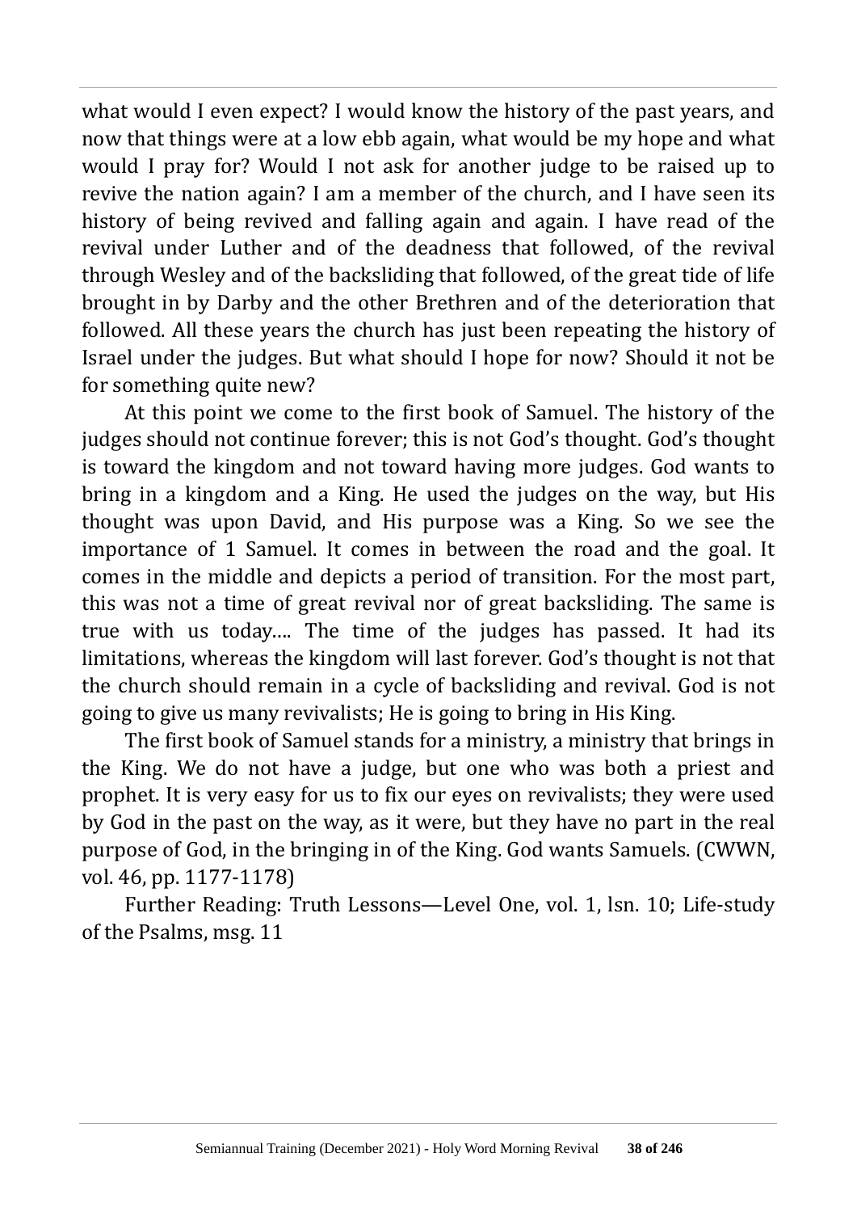what would I even expect? I would know the history of the past years, and now that things were at a low ebb again, what would be my hope and what would I pray for? Would I not ask for another judge to be raised up to revive the nation again? I am a member of the church, and I have seen its history of being revived and falling again and again. I have read of the revival under Luther and of the deadness that followed, of the revival through Wesley and of the backsliding that followed, of the great tide of life brought in by Darby and the other Brethren and of the deterioration that followed. All these years the church has just been repeating the history of Israel under the judges. But what should I hope for now? Should it not be for something quite new?

At this point we come to the first book of Samuel. The history of the judges should not continue forever; this is not God's thought. God's thought is toward the kingdom and not toward having more judges. God wants to bring in a kingdom and a King. He used the judges on the way, but His thought was upon David, and His purpose was a King. So we see the importance of 1 Samuel. It comes in between the road and the goal. It comes in the middle and depicts a period of transition. For the most part, this was not a time of great revival nor of great backsliding. The same is true with us today.... The time of the judges has passed. It had its limitations, whereas the kingdom will last forever. God's thought is not that the church should remain in a cycle of backsliding and revival. God is not going to give us many revivalists; He is going to bring in His King.

The first book of Samuel stands for a ministry, a ministry that brings in the King. We do not have a judge, but one who was both a priest and prophet. It is very easy for us to fix our eyes on revivalists; they were used by God in the past on the way, as it were, but they have no part in the real purpose of God, in the bringing in of the King. God wants Samuels. (CWWN, vol. 46, pp. 1177-1178)

Further Reading: Truth Lessons—Level One, vol. 1, lsn. 10; Life-study of the Psalms, msg. 11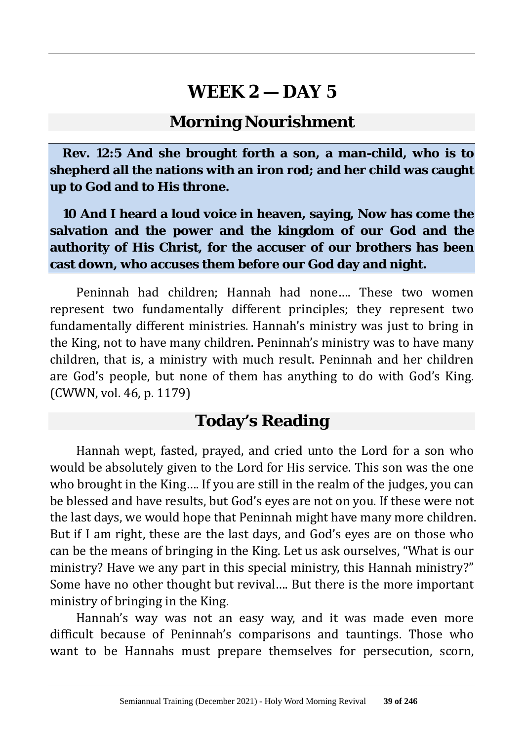# WEEK 2 — DAY 5

## Morning Nourishment

**Rev. 12:5 And she brought forth a son, a man-child, who is to shepherd all the nations with an iron rod; and her child was caught up to God and to His throne.**

**10 And I heard a loud voice in heaven, saying, Now has come the salvation and the power and the kingdom of our God and the authority of His Christ, for the accuser of our brothers has been cast down, who accuses them before our God day and night.**

Peninnah had children; Hannah had none…. These two women represent two fundamentally different principles; they represent two fundamentally different ministries. Hannah's ministry was just to bring in the King, not to have many children. Peninnah's ministry was to have many children, that is, a ministry with much result. Peninnah and her children are God's people, but none of them has anything to do with God's King. (CWWN, vol. 46, p. 1179)

## Today's Reading

Hannah wept, fasted, prayed, and cried unto the Lord for a son who would be absolutely given to the Lord for His service. This son was the one who brought in the King…. If you are still in the realm of the judges, you can be blessed and have results, but God's eyes are not on you. If these were not the last days, we would hope that Peninnah might have many more children. But if I am right, these are the last days, and God's eyes are on those who can be the means of bringing in the King. Let us ask ourselves, "What is our ministry? Have we any part in this special ministry, this Hannah ministry?" Some have no other thought but revival…. But there is the more important ministry of bringing in the King.

Hannah's way was not an easy way, and it was made even more difficult because of Peninnah's comparisons and tauntings. Those who want to be Hannahs must prepare themselves for persecution, scorn,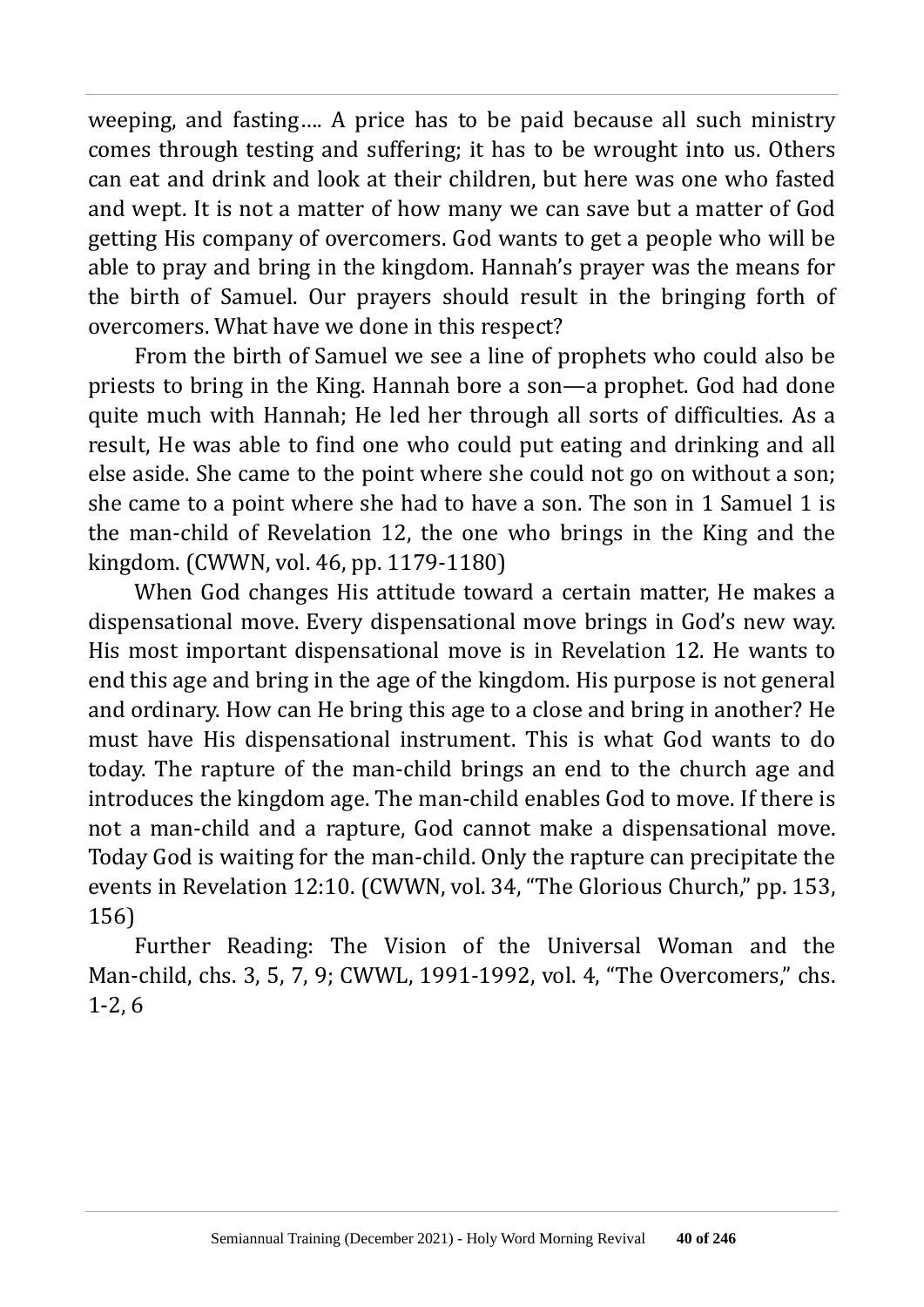weeping, and fasting…. A price has to be paid because all such ministry comes through testing and suffering; it has to be wrought into us. Others can eat and drink and look at their children, but here was one who fasted and wept. It is not a matter of how many we can save but a matter of God getting His company of overcomers. God wants to get a people who will be able to pray and bring in the kingdom. Hannah's prayer was the means for the birth of Samuel. Our prayers should result in the bringing forth of overcomers. What have we done in this respect?

From the birth of Samuel we see a line of prophets who could also be priests to bring in the King. Hannah bore a son—a prophet. God had done quite much with Hannah; He led her through all sorts of difficulties. As a result, He was able to find one who could put eating and drinking and all else aside. She came to the point where she could not go on without a son; she came to a point where she had to have a son. The son in 1 Samuel 1 is the man-child of Revelation 12, the one who brings in the King and the kingdom. (CWWN, vol. 46, pp. 1179-1180)

When God changes His attitude toward a certain matter, He makes a dispensational move. Every dispensational move brings in God's new way. His most important dispensational move is in Revelation 12. He wants to end this age and bring in the age of the kingdom. His purpose is not general and ordinary. How can He bring this age to a close and bring in another? He must have His dispensational instrument. This is what God wants to do today. The rapture of the man-child brings an end to the church age and introduces the kingdom age. The man-child enables God to move. If there is not a man-child and a rapture, God cannot make a dispensational move. Today God is waiting for the man-child. Only the rapture can precipitate the events in Revelation 12:10. (CWWN, vol. 34, "The Glorious Church," pp. 153, 156)

Further Reading: The Vision of the Universal Woman and the Man-child, chs. 3, 5, 7, 9; CWWL, 1991-1992, vol. 4, "The Overcomers," chs. 1-2, 6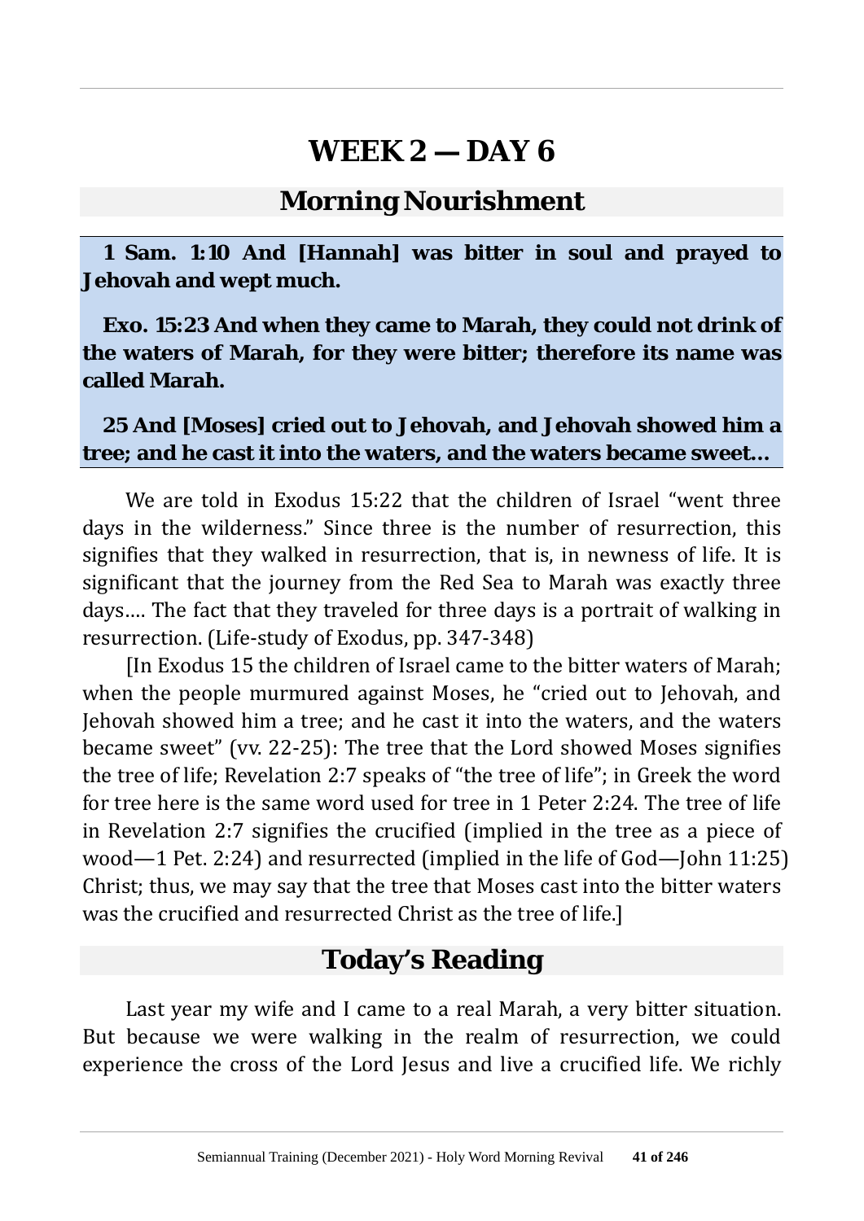# WEEK 2 — DAY 6

## Morning Nourishment

**1 Sam. 1:10 And [Hannah] was bitter in soul and prayed to Jehovah and wept much.**

**Exo. 15:23 And when they came to Marah, they could not drink of the waters of Marah, for they were bitter; therefore its name was called Marah.**

**25 And [Moses] cried out to Jehovah, and Jehovah showed him a tree; and he cast it into the waters, and the waters became sweet...**

We are told in Exodus 15:22 that the children of Israel "went three days in the wilderness." Since three is the number of resurrection, this signifies that they walked in resurrection, that is, in newness of life. It is significant that the journey from the Red Sea to Marah was exactly three days.... The fact that they traveled for three days is a portrait of walking in resurrection. (Life-study of Exodus, pp. 347-348)

[In Exodus 15 the children of Israel came to the bitter waters of Marah; when the people murmured against Moses, he "cried out to Jehovah, and Jehovah showed him a tree; and he cast it into the waters, and the waters became sweet" (vv. 22-25): The tree that the Lord showed Moses signifies the tree of life; Revelation 2:7 speaks of "the tree of life"; in Greek the word for tree here is the same word used for tree in 1 Peter 2:24. The tree of life in Revelation 2:7 signifies the crucified (implied in the tree as a piece of wood—1 Pet. 2:24) and resurrected (implied in the life of God—John 11:25) Christ; thus, we may say that the tree that Moses cast into the bitter waters was the crucified and resurrected Christ as the tree of life.]

## Today's Reading

Last year my wife and I came to a real Marah, a very bitter situation. But because we were walking in the realm of resurrection, we could experience the cross of the Lord Jesus and live a crucified life. We richly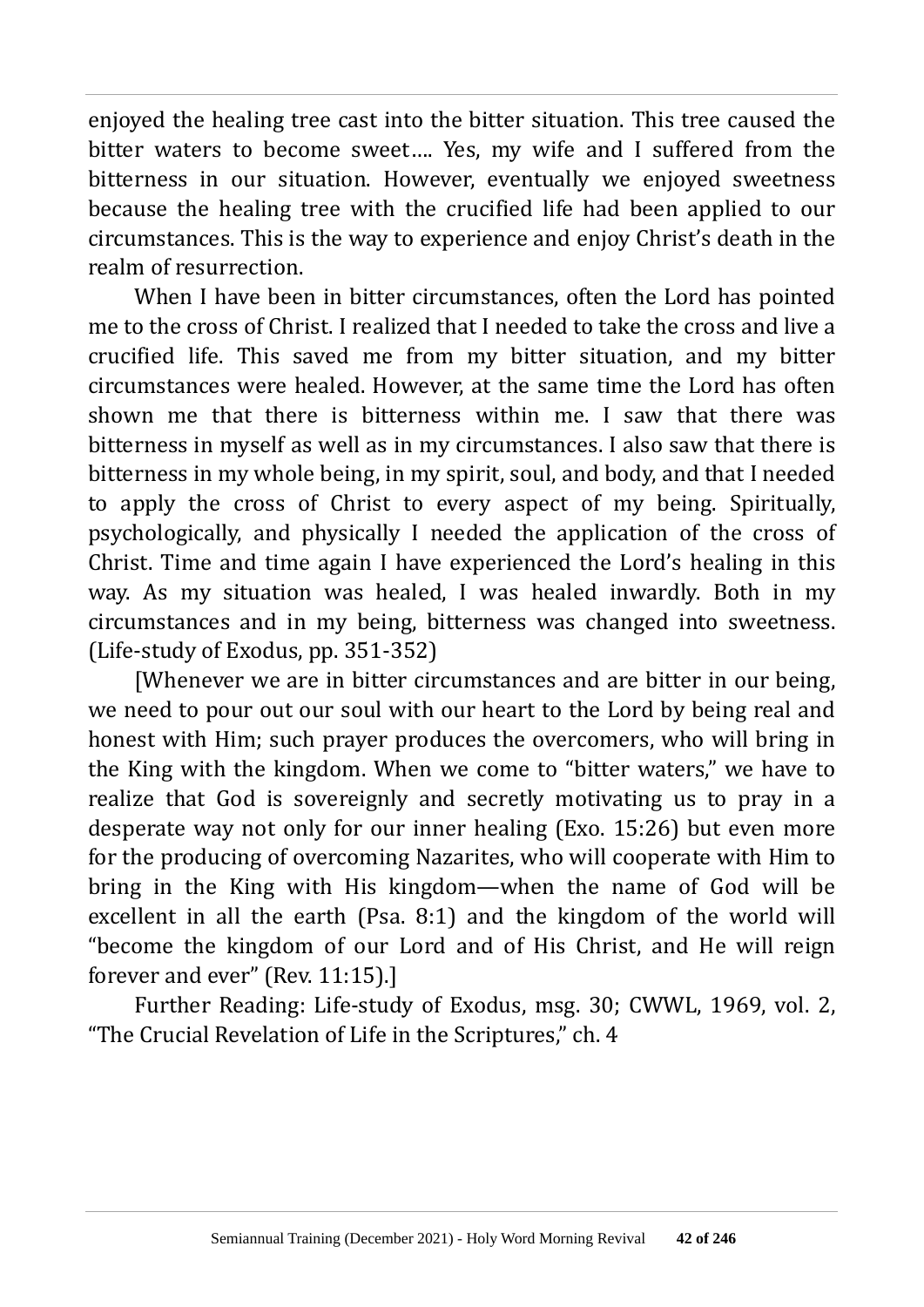enjoyed the healing tree cast into the bitter situation. This tree caused the bitter waters to become sweet…. Yes, my wife and I suffered from the bitterness in our situation. However, eventually we enjoyed sweetness because the healing tree with the crucified life had been applied to our circumstances. This is the way to experience and enjoy Christ's death in the realm of resurrection.

When I have been in bitter circumstances, often the Lord has pointed me to the cross of Christ. I realized that I needed to take the cross and live a crucified life. This saved me from my bitter situation, and my bitter circumstances were healed. However, at the same time the Lord has often shown me that there is bitterness within me. I saw that there was bitterness in myself as well as in my circumstances. I also saw that there is bitterness in my whole being, in my spirit, soul, and body, and that I needed to apply the cross of Christ to every aspect of my being. Spiritually, psychologically, and physically I needed the application of the cross of Christ. Time and time again I have experienced the Lord's healing in this way. As my situation was healed, I was healed inwardly. Both in my circumstances and in my being, bitterness was changed into sweetness. (Life-study of Exodus, pp. 351-352)

[Whenever we are in bitter circumstances and are bitter in our being, we need to pour out our soul with our heart to the Lord by being real and honest with Him; such prayer produces the overcomers, who will bring in the King with the kingdom. When we come to "bitter waters," we have to realize that God is sovereignly and secretly motivating us to pray in a desperate way not only for our inner healing (Exo. 15:26) but even more for the producing of overcoming Nazarites, who will cooperate with Him to bring in the King with His kingdom—when the name of God will be excellent in all the earth (Psa. 8:1) and the kingdom of the world will "become the kingdom of our Lord and of His Christ, and He will reign forever and ever" (Rev. 11:15).]

Further Reading: Life-study of Exodus, msg. 30; CWWL, 1969, vol. 2, "The Crucial Revelation of Life in the Scriptures," ch. 4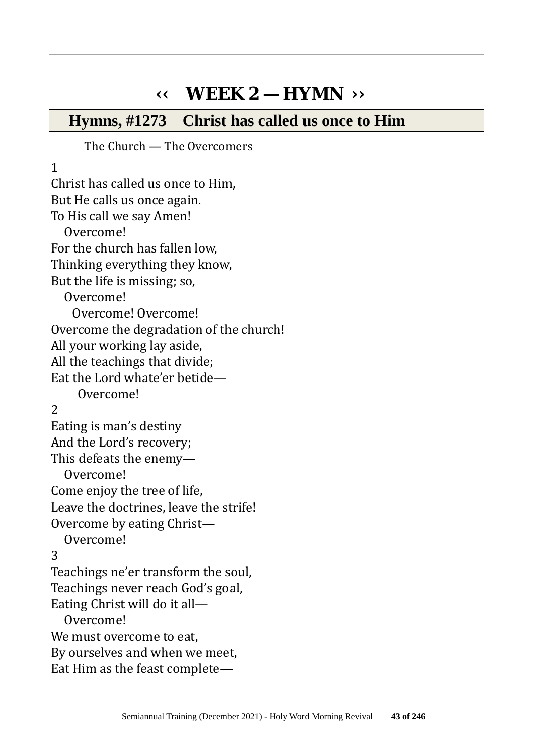# ‹‹ WEEK 2 — HYMN ››

## Hymns, #1273 Christ has called us once to Him

The Church — The Overcomers

1

Christ has called us once to Him,
But He calls us once again.
To His call we say Amen!
Overcome!
For the church has fallen low,
Thinking everything they know,
But the life is missing; so,
Overcome!
Overcome! Overcome!
Overcome the degradation of the church!
All your working lay aside,
All the teachings that divide;
Eat the Lord whate'er betide—
Overcome!

2

Eating is man's destiny
And the Lord's recovery;
This defeats the enemy—
Overcome!
Come enjoy the tree of life,
Leave the doctrines, leave the strife!
Overcome by eating Christ—
Overcome!

3

Teachings ne'er transform the soul,
Teachings never reach God's goal,
Eating Christ will do it all—
Overcome!
We must overcome to eat,
By ourselves and when we meet,
Eat Him as the feast complete—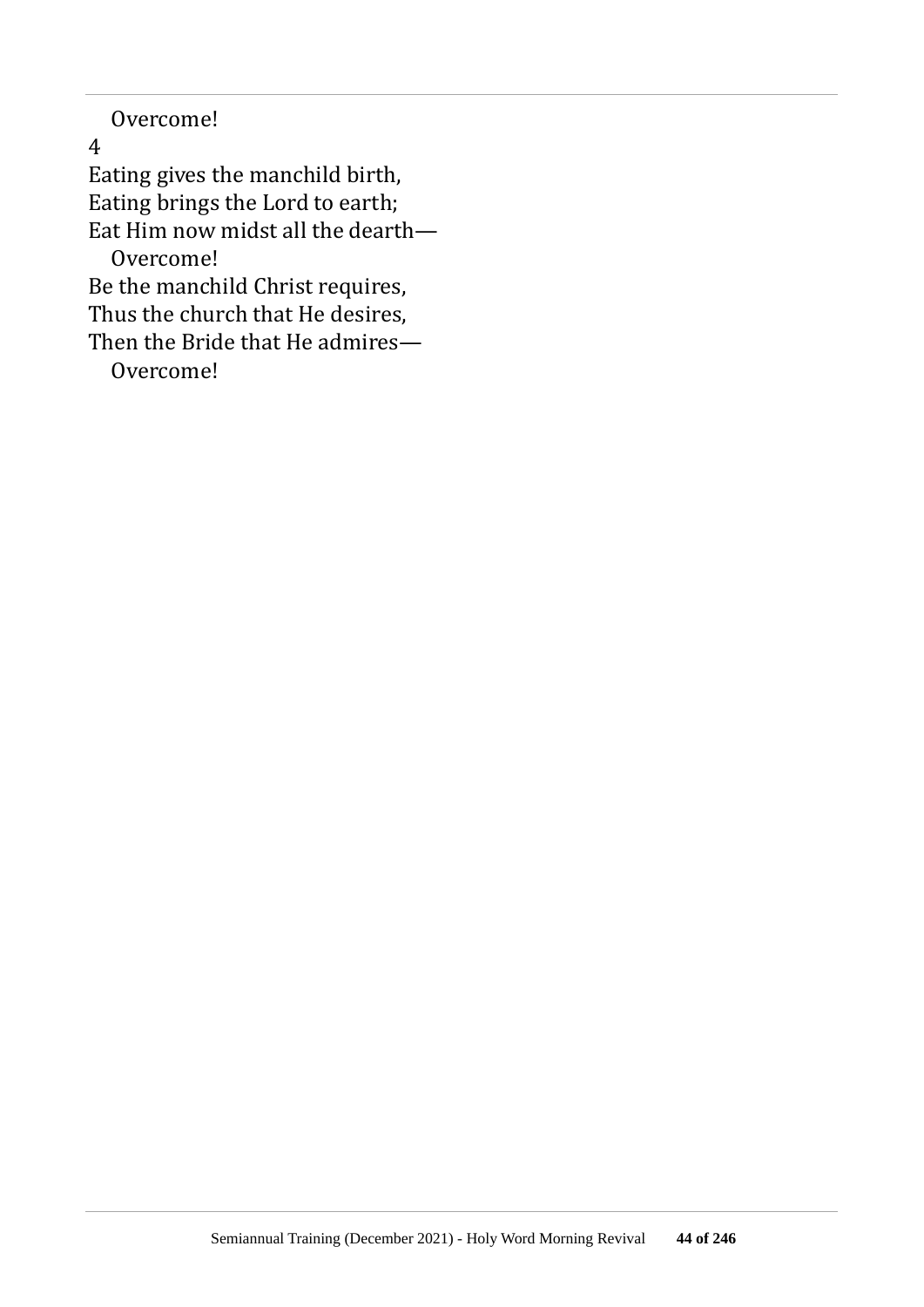Overcome!

4

Eating gives the manchild birth,
Eating brings the Lord to earth;
Eat Him now midst all the dearth—
Overcome!
Be the manchild Christ requires,
Thus the church that He desires,
Then the Bride that He admires—
Overcome!